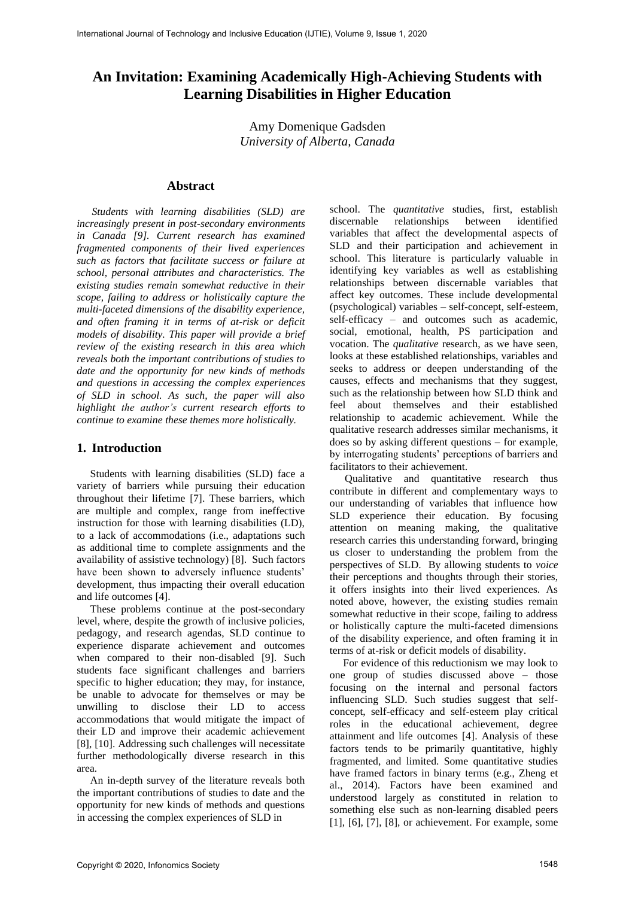# An Invitation: Examining Academically High-Achieving Students with Learning Disabilities in Higher Education

Amy Domenique Gadsden
*University of Alberta, Canada*

## Abstract

*Students with learning disabilities (SLD) are increasingly present in post-secondary environments in Canada [9]. Current research has examined fragmented components of their lived experiences such as factors that facilitate success or failure at school, personal attributes and characteristics. The existing studies remain somewhat reductive in their scope, failing to address or holistically capture the multi-faceted dimensions of the disability experience, and often framing it in terms of at-risk or deficit models of disability. This paper will provide a brief review of the existing research in this area which reveals both the important contributions of studies to date and the opportunity for new kinds of methods and questions in accessing the complex experiences of SLD in school. As such, the paper will also highlight the author's current research efforts to continue to examine these themes more holistically.*

## 1. Introduction

Students with learning disabilities (SLD) face a variety of barriers while pursuing their education throughout their lifetime [7]. These barriers, which are multiple and complex, range from ineffective instruction for those with learning disabilities (LD), to a lack of accommodations (i.e., adaptations such as additional time to complete assignments and the availability of assistive technology) [8]. Such factors have been shown to adversely influence students' development, thus impacting their overall education and life outcomes [4].

These problems continue at the post-secondary level, where, despite the growth of inclusive policies, pedagogy, and research agendas, SLD continue to experience disparate achievement and outcomes when compared to their non-disabled [9]. Such students face significant challenges and barriers specific to higher education; they may, for instance, be unable to advocate for themselves or may be unwilling to disclose their LD to access accommodations that would mitigate the impact of their LD and improve their academic achievement [8], [10]. Addressing such challenges will necessitate further methodologically diverse research in this area.

An in-depth survey of the literature reveals both the important contributions of studies to date and the opportunity for new kinds of methods and questions in accessing the complex experiences of SLD in school. The *quantitative* studies, first, establish discernable relationships between identified variables that affect the developmental aspects of SLD and their participation and achievement in school. This literature is particularly valuable in identifying key variables as well as establishing relationships between discernable variables that affect key outcomes. These include developmental (psychological) variables – self-concept, self-esteem, self-efficacy – and outcomes such as academic, social, emotional, health, PS participation and vocation. The *qualitative* research, as we have seen, looks at these established relationships, variables and seeks to address or deepen understanding of the causes, effects and mechanisms that they suggest, such as the relationship between how SLD think and feel about themselves and their established relationship to academic achievement. While the qualitative research addresses similar mechanisms, it does so by asking different questions – for example, by interrogating students' perceptions of barriers and facilitators to their achievement.

Qualitative and quantitative research thus contribute in different and complementary ways to our understanding of variables that influence how SLD experience their education. By focusing attention on meaning making, the qualitative research carries this understanding forward, bringing us closer to understanding the problem from the perspectives of SLD. By allowing students to *voice* their perceptions and thoughts through their stories, it offers insights into their lived experiences. As noted above, however, the existing studies remain somewhat reductive in their scope, failing to address or holistically capture the multi-faceted dimensions of the disability experience, and often framing it in terms of at-risk or deficit models of disability.

For evidence of this reductionism we may look to one group of studies discussed above – those focusing on the internal and personal factors influencing SLD. Such studies suggest that self-concept, self-efficacy and self-esteem play critical roles in the educational achievement, degree attainment and life outcomes [4]. Analysis of these factors tends to be primarily quantitative, highly fragmented, and limited. Some quantitative studies have framed factors in binary terms (e.g., Zheng et al., 2014). Factors have been examined and understood largely as constituted in relation to something else such as non-learning disabled peers [1], [6], [7], [8], or achievement. For example, some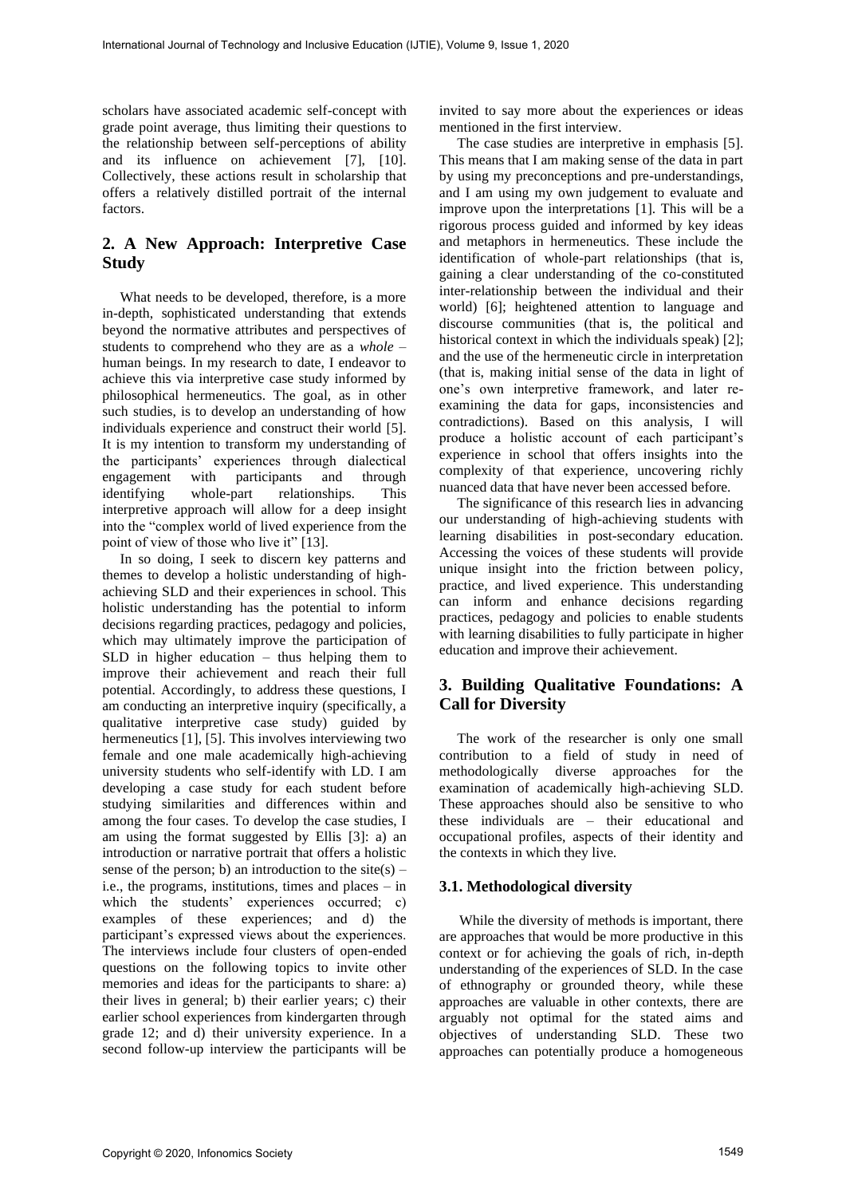scholars have associated academic self-concept with grade point average, thus limiting their questions to the relationship between self-perceptions of ability and its influence on achievement [7], [10]. Collectively, these actions result in scholarship that offers a relatively distilled portrait of the internal factors.

## 2. A New Approach: Interpretive Case Study

What needs to be developed, therefore, is a more in-depth, sophisticated understanding that extends beyond the normative attributes and perspectives of students to comprehend who they are as a *whole* – human beings. In my research to date, I endeavor to achieve this via interpretive case study informed by philosophical hermeneutics. The goal, as in other such studies, is to develop an understanding of how individuals experience and construct their world [5]. It is my intention to transform my understanding of the participants' experiences through dialectical engagement with participants and through identifying whole-part relationships. This interpretive approach will allow for a deep insight into the "complex world of lived experience from the point of view of those who live it" [13].

In so doing, I seek to discern key patterns and themes to develop a holistic understanding of high-achieving SLD and their experiences in school. This holistic understanding has the potential to inform decisions regarding practices, pedagogy and policies, which may ultimately improve the participation of SLD in higher education – thus helping them to improve their achievement and reach their full potential. Accordingly, to address these questions, I am conducting an interpretive inquiry (specifically, a qualitative interpretive case study) guided by hermeneutics [1], [5]. This involves interviewing two female and one male academically high-achieving university students who self-identify with LD. I am developing a case study for each student before studying similarities and differences within and among the four cases. To develop the case studies, I am using the format suggested by Ellis [3]: a) an introduction or narrative portrait that offers a holistic sense of the person; b) an introduction to the site(s) – i.e., the programs, institutions, times and places – in which the students' experiences occurred; c) examples of these experiences; and d) the participant's expressed views about the experiences. The interviews include four clusters of open-ended questions on the following topics to invite other memories and ideas for the participants to share: a) their lives in general; b) their earlier years; c) their earlier school experiences from kindergarten through grade 12; and d) their university experience. In a second follow-up interview the participants will be invited to say more about the experiences or ideas mentioned in the first interview.

The case studies are interpretive in emphasis [5]. This means that I am making sense of the data in part by using my preconceptions and pre-understandings, and I am using my own judgement to evaluate and improve upon the interpretations [1]. This will be a rigorous process guided and informed by key ideas and metaphors in hermeneutics. These include the identification of whole-part relationships (that is, gaining a clear understanding of the co-constituted inter-relationship between the individual and their world) [6]; heightened attention to language and discourse communities (that is, the political and historical context in which the individuals speak) [2]; and the use of the hermeneutic circle in interpretation (that is, making initial sense of the data in light of one's own interpretive framework, and later re-examining the data for gaps, inconsistencies and contradictions). Based on this analysis, I will produce a holistic account of each participant's experience in school that offers insights into the complexity of that experience, uncovering richly nuanced data that have never been accessed before.

The significance of this research lies in advancing our understanding of high-achieving students with learning disabilities in post-secondary education. Accessing the voices of these students will provide unique insight into the friction between policy, practice, and lived experience. This understanding can inform and enhance decisions regarding practices, pedagogy and policies to enable students with learning disabilities to fully participate in higher education and improve their achievement.

## 3. Building Qualitative Foundations: A Call for Diversity

The work of the researcher is only one small contribution to a field of study in need of methodologically diverse approaches for the examination of academically high-achieving SLD. These approaches should also be sensitive to who these individuals are – their educational and occupational profiles, aspects of their identity and the contexts in which they live.

### 3.1. Methodological diversity

While the diversity of methods is important, there are approaches that would be more productive in this context or for achieving the goals of rich, in-depth understanding of the experiences of SLD. In the case of ethnography or grounded theory, while these approaches are valuable in other contexts, there are arguably not optimal for the stated aims and objectives of understanding SLD. These two approaches can potentially produce a homogeneous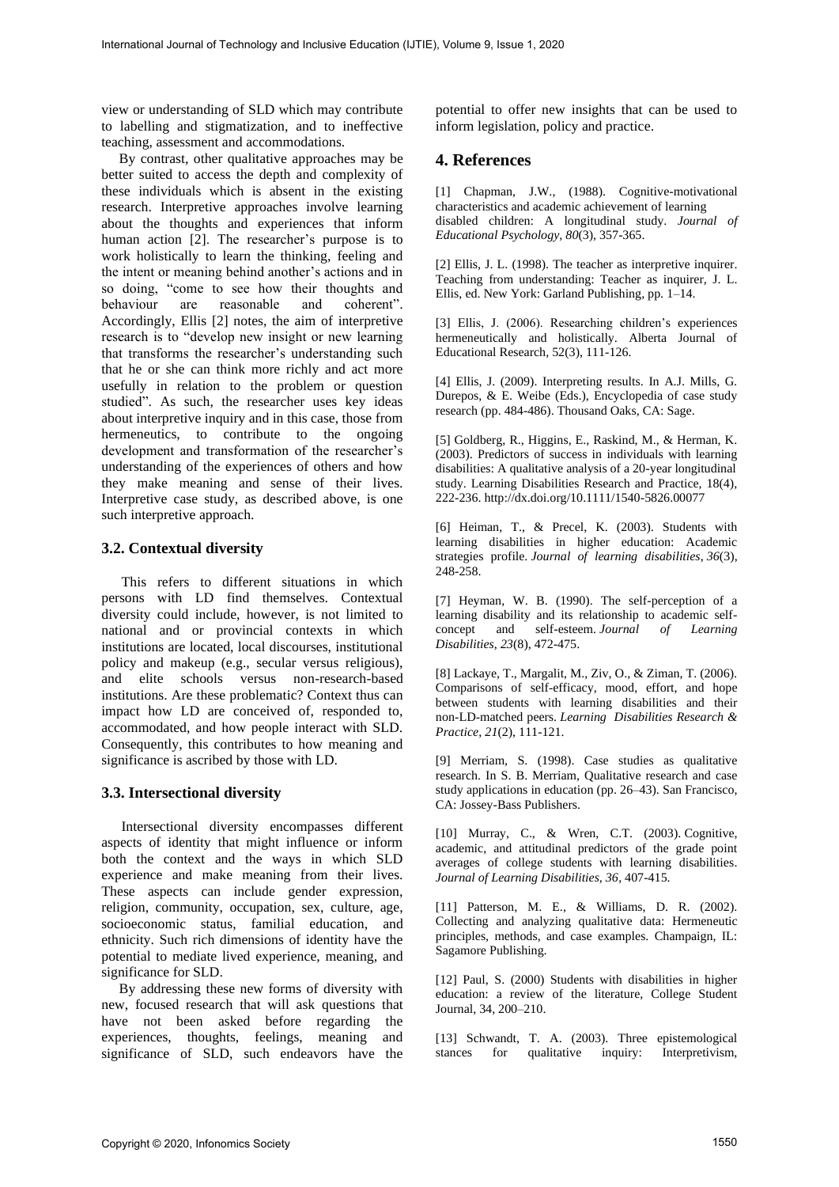view or understanding of SLD which may contribute to labelling and stigmatization, and to ineffective teaching, assessment and accommodations.

By contrast, other qualitative approaches may be better suited to access the depth and complexity of these individuals which is absent in the existing research. Interpretive approaches involve learning about the thoughts and experiences that inform human action [2]. The researcher's purpose is to work holistically to learn the thinking, feeling and the intent or meaning behind another's actions and in so doing, "come to see how their thoughts and behaviour are reasonable and coherent". Accordingly, Ellis [2] notes, the aim of interpretive research is to "develop new insight or new learning that transforms the researcher's understanding such that he or she can think more richly and act more usefully in relation to the problem or question studied". As such, the researcher uses key ideas about interpretive inquiry and in this case, those from hermeneutics, to contribute to the ongoing development and transformation of the researcher's understanding of the experiences of others and how they make meaning and sense of their lives. Interpretive case study, as described above, is one such interpretive approach.

### 3.2. Contextual diversity

This refers to different situations in which persons with LD find themselves. Contextual diversity could include, however, is not limited to national and or provincial contexts in which institutions are located, local discourses, institutional policy and makeup (e.g., secular versus religious), and elite schools versus non-research-based institutions. Are these problematic? Context thus can impact how LD are conceived of, responded to, accommodated, and how people interact with SLD. Consequently, this contributes to how meaning and significance is ascribed by those with LD.

### 3.3. Intersectional diversity

Intersectional diversity encompasses different aspects of identity that might influence or inform both the context and the ways in which SLD experience and make meaning from their lives. These aspects can include gender expression, religion, community, occupation, sex, culture, age, socioeconomic status, familial education, and ethnicity. Such rich dimensions of identity have the potential to mediate lived experience, meaning, and significance for SLD.

By addressing these new forms of diversity with new, focused research that will ask questions that have not been asked before regarding the experiences, thoughts, feelings, meaning and significance of SLD, such endeavors have the potential to offer new insights that can be used to inform legislation, policy and practice.

## 4. References

[1] Chapman, J.W., (1988). Cognitive-motivational characteristics and academic achievement of learning disabled children: A longitudinal study. *Journal of Educational Psychology*, *80*(3), 357-365.

[2] Ellis, J. L. (1998). The teacher as interpretive inquirer. Teaching from understanding: Teacher as inquirer, J. L. Ellis, ed. New York: Garland Publishing, pp. 1–14.

[3] Ellis, J. (2006). Researching children's experiences hermeneutically and holistically. Alberta Journal of Educational Research, 52(3), 111-126.

[4] Ellis, J. (2009). Interpreting results. In A.J. Mills, G. Durepos, & E. Weibe (Eds.), Encyclopedia of case study research (pp. 484-486). Thousand Oaks, CA: Sage.

[5] Goldberg, R., Higgins, E., Raskind, M., & Herman, K. (2003). Predictors of success in individuals with learning disabilities: A qualitative analysis of a 20-year longitudinal study. Learning Disabilities Research and Practice, 18(4), 222-236. http://dx.doi.org/10.1111/1540-5826.00077

[6] Heiman, T., & Precel, K. (2003). Students with learning disabilities in higher education: Academic strategies profile. *Journal of learning disabilities*, *36*(3), 248-258.

[7] Heyman, W. B. (1990). The self-perception of a learning disability and its relationship to academic self-concept and self-esteem. *Journal of Learning Disabilities*, *23*(8), 472-475.

[8] Lackaye, T., Margalit, M., Ziv, O., & Ziman, T. (2006). Comparisons of self-efficacy, mood, effort, and hope between students with learning disabilities and their non-LD-matched peers. *Learning Disabilities Research & Practice*, *21*(2), 111-121.

[9] Merriam, S. (1998). Case studies as qualitative research. In S. B. Merriam, Qualitative research and case study applications in education (pp. 26–43). San Francisco, CA: Jossey-Bass Publishers.

[10] Murray, C., & Wren, C.T. (2003). Cognitive, academic, and attitudinal predictors of the grade point averages of college students with learning disabilities. *Journal of Learning Disabilities, 36*, 407-415.

[11] Patterson, M. E., & Williams, D. R. (2002). Collecting and analyzing qualitative data: Hermeneutic principles, methods, and case examples. Champaign, IL: Sagamore Publishing.

[12] Paul, S. (2000) Students with disabilities in higher education: a review of the literature, College Student Journal, 34, 200–210.

[13] Schwandt, T. A. (2003). Three epistemological stances for qualitative inquiry: Interpretivism,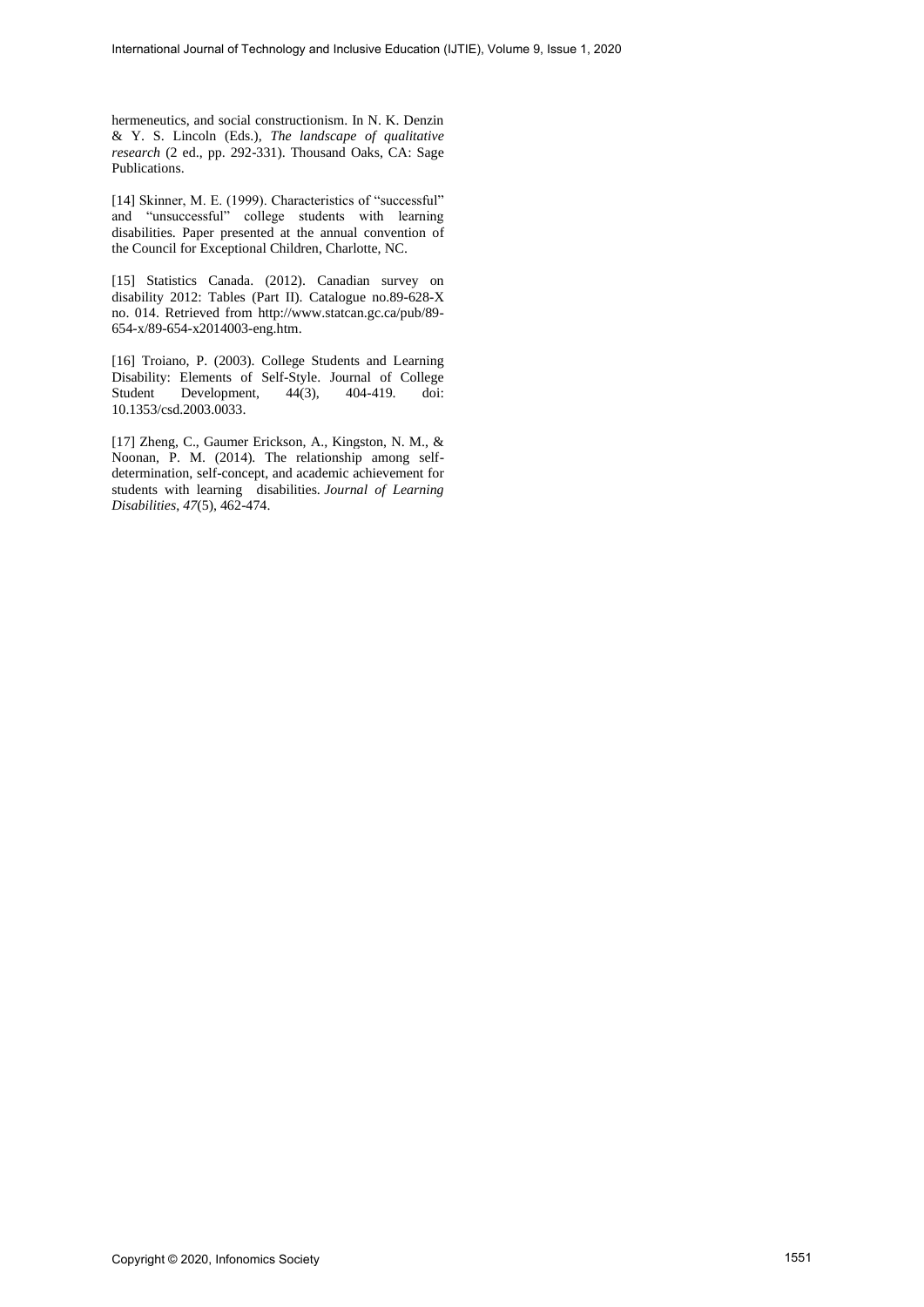hermeneutics, and social constructionism. In N. K. Denzin & Y. S. Lincoln (Eds.), *The landscape of qualitative research* (2 ed., pp. 292-331). Thousand Oaks, CA: Sage Publications.

[14] Skinner, M. E. (1999). Characteristics of "successful" and "unsuccessful" college students with learning disabilities. Paper presented at the annual convention of the Council for Exceptional Children, Charlotte, NC.

[15] Statistics Canada. (2012). Canadian survey on disability 2012: Tables (Part II). Catalogue no.89-628-X no. 014. Retrieved from http://www.statcan.gc.ca/pub/89-654-x/89-654-x2014003-eng.htm.

[16] Troiano, P. (2003). College Students and Learning Disability: Elements of Self-Style. Journal of College Student Development, 44(3), 404-419. doi: 10.1353/csd.2003.0033.

[17] Zheng, C., Gaumer Erickson, A., Kingston, N. M., & Noonan, P. M. (2014). The relationship among self-determination, self-concept, and academic achievement for students with learning disabilities. *Journal of Learning Disabilities*, *47*(5), 462-474.